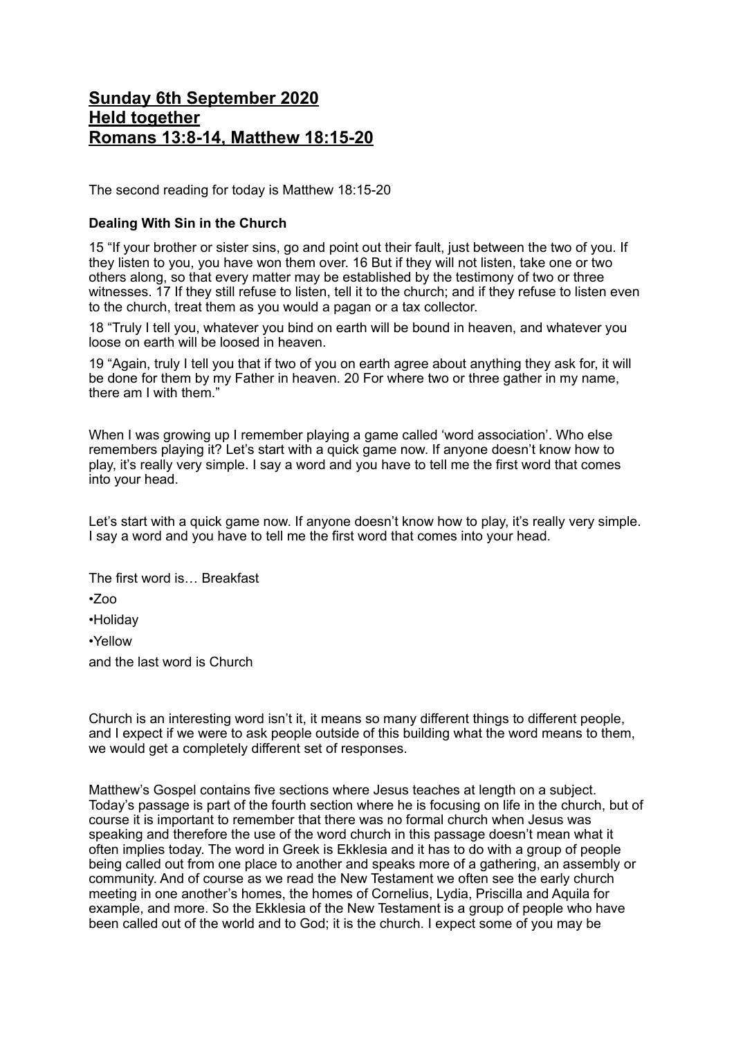# Sunday 6th September 2020
# Held together
# Romans 13:8-14, Matthew 18:15-20

The second reading for today is Matthew 18:15-20

**Dealing With Sin in the Church**

15 "If your brother or sister sins, go and point out their fault, just between the two of you. If they listen to you, you have won them over. 16 But if they will not listen, take one or two others along, so that every matter may be established by the testimony of two or three witnesses. 17 If they still refuse to listen, tell it to the church; and if they refuse to listen even to the church, treat them as you would a pagan or a tax collector.

18 "Truly I tell you, whatever you bind on earth will be bound in heaven, and whatever you loose on earth will be loosed in heaven.

19 "Again, truly I tell you that if two of you on earth agree about anything they ask for, it will be done for them by my Father in heaven. 20 For where two or three gather in my name, there am I with them."

When I was growing up I remember playing a game called 'word association'. Who else remembers playing it? Let's start with a quick game now. If anyone doesn't know how to play, it's really very simple. I say a word and you have to tell me the first word that comes into your head.

Let's start with a quick game now. If anyone doesn't know how to play, it's really very simple. I say a word and you have to tell me the first word that comes into your head.

The first word is… Breakfast

- Zoo
- Holiday
- Yellow

and the last word is Church

Church is an interesting word isn't it, it means so many different things to different people, and I expect if we were to ask people outside of this building what the word means to them, we would get a completely different set of responses.

Matthew's Gospel contains five sections where Jesus teaches at length on a subject. Today's passage is part of the fourth section where he is focusing on life in the church, but of course it is important to remember that there was no formal church when Jesus was speaking and therefore the use of the word church in this passage doesn't mean what it often implies today. The word in Greek is Ekklesia and it has to do with a group of people being called out from one place to another and speaks more of a gathering, an assembly or community. And of course as we read the New Testament we often see the early church meeting in one another's homes, the homes of Cornelius, Lydia, Priscilla and Aquila for example, and more. So the Ekklesia of the New Testament is a group of people who have been called out of the world and to God; it is the church. I expect some of you may be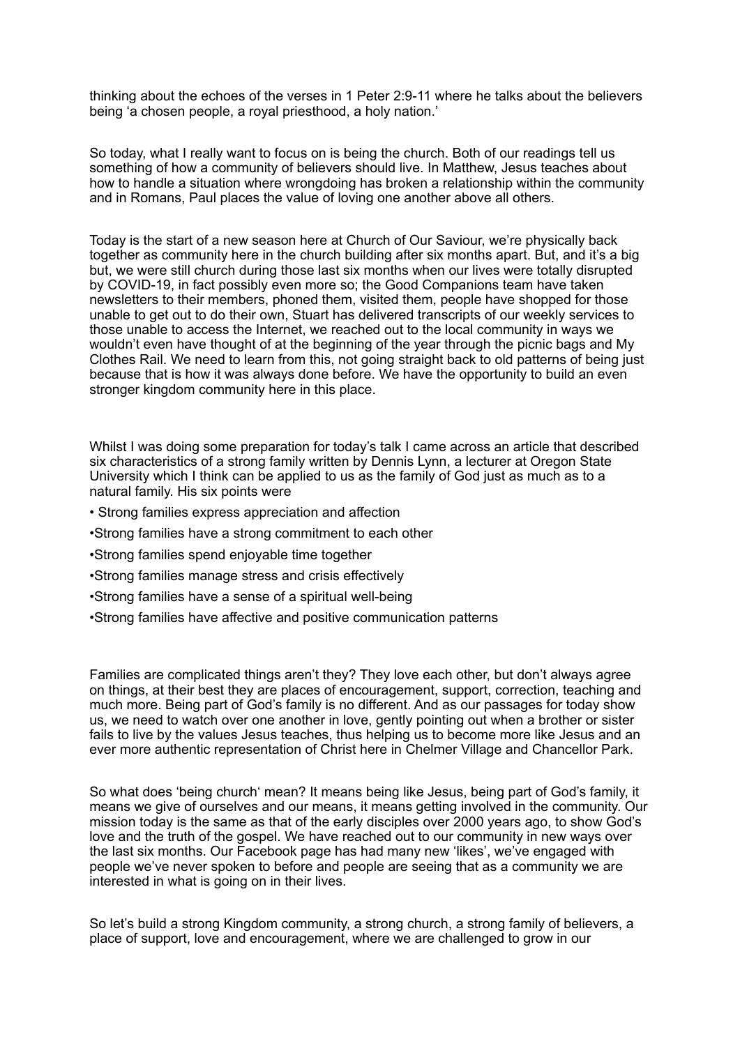thinking about the echoes of the verses in 1 Peter 2:9-11 where he talks about the believers being 'a chosen people, a royal priesthood, a holy nation.'

So today, what I really want to focus on is being the church. Both of our readings tell us something of how a community of believers should live. In Matthew, Jesus teaches about how to handle a situation where wrongdoing has broken a relationship within the community and in Romans, Paul places the value of loving one another above all others.

Today is the start of a new season here at Church of Our Saviour, we're physically back together as community here in the church building after six months apart. But, and it's a big but, we were still church during those last six months when our lives were totally disrupted by COVID-19, in fact possibly even more so; the Good Companions team have taken newsletters to their members, phoned them, visited them, people have shopped for those unable to get out to do their own, Stuart has delivered transcripts of our weekly services to those unable to access the Internet, we reached out to the local community in ways we wouldn't even have thought of at the beginning of the year through the picnic bags and My Clothes Rail. We need to learn from this, not going straight back to old patterns of being just because that is how it was always done before. We have the opportunity to build an even stronger kingdom community here in this place.

Whilst I was doing some preparation for today's talk I came across an article that described six characteristics of a strong family written by Dennis Lynn, a lecturer at Oregon State University which I think can be applied to us as the family of God just as much as to a natural family. His six points were

- Strong families express appreciation and affection
- Strong families have a strong commitment to each other
- Strong families spend enjoyable time together
- Strong families manage stress and crisis effectively
- Strong families have a sense of a spiritual well-being
- Strong families have affective and positive communication patterns

Families are complicated things aren't they? They love each other, but don't always agree on things, at their best they are places of encouragement, support, correction, teaching and much more. Being part of God's family is no different. And as our passages for today show us, we need to watch over one another in love, gently pointing out when a brother or sister fails to live by the values Jesus teaches, thus helping us to become more like Jesus and an ever more authentic representation of Christ here in Chelmer Village and Chancellor Park.

So what does 'being church' mean? It means being like Jesus, being part of God's family, it means we give of ourselves and our means, it means getting involved in the community. Our mission today is the same as that of the early disciples over 2000 years ago, to show God's love and the truth of the gospel. We have reached out to our community in new ways over the last six months. Our Facebook page has had many new 'likes', we've engaged with people we've never spoken to before and people are seeing that as a community we are interested in what is going on in their lives.

So let's build a strong Kingdom community, a strong church, a strong family of believers, a place of support, love and encouragement, where we are challenged to grow in our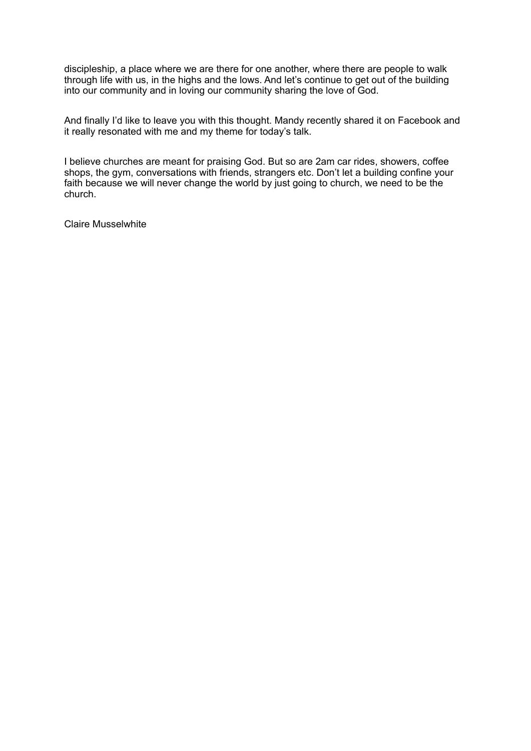discipleship, a place where we are there for one another, where there are people to walk through life with us, in the highs and the lows. And let's continue to get out of the building into our community and in loving our community sharing the love of God.

And finally I'd like to leave you with this thought. Mandy recently shared it on Facebook and it really resonated with me and my theme for today's talk.

I believe churches are meant for praising God. But so are 2am car rides, showers, coffee shops, the gym, conversations with friends, strangers etc. Don't let a building confine your faith because we will never change the world by just going to church, we need to be the church.

Claire Musselwhite